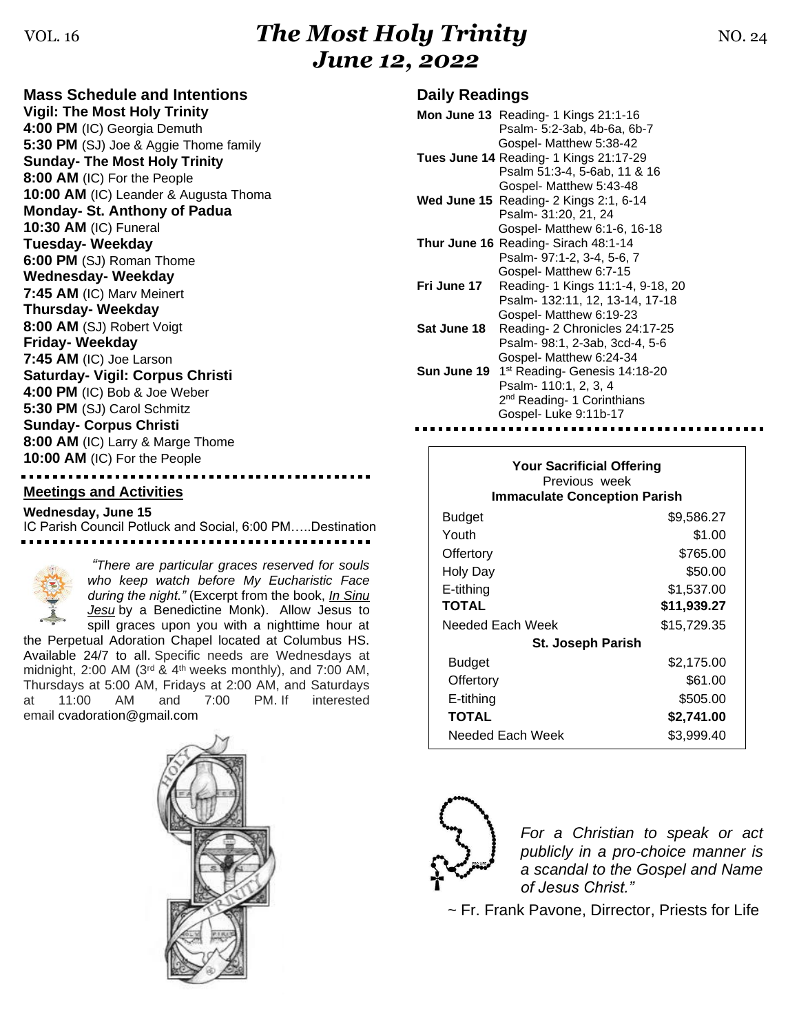# The Most Holy Trinity
## June 12, 2022

VOL. 16 NO. 24

## Mass Schedule and Intentions

**Vigil: The Most Holy Trinity**
**4:00 PM** (IC) Georgia Demuth
**5:30 PM** (SJ) Joe & Aggie Thome family
**Sunday- The Most Holy Trinity**
**8:00 AM** (IC) For the People
**10:00 AM** (IC) Leander & Augusta Thoma
**Monday- St. Anthony of Padua**
**10:30 AM** (IC) Funeral
**Tuesday- Weekday**
**6:00 PM** (SJ) Roman Thome
**Wednesday- Weekday**
**7:45 AM** (IC) Marv Meinert
**Thursday- Weekday**
**8:00 AM** (SJ) Robert Voigt
**Friday- Weekday**
**7:45 AM** (IC) Joe Larson
**Saturday- Vigil: Corpus Christi**
**4:00 PM** (IC) Bob & Joe Weber
**5:30 PM** (SJ) Carol Schmitz
**Sunday- Corpus Christi**
**8:00 AM** (IC) Larry & Marge Thome
**10:00 AM** (IC) For the People

## Meetings and Activities

**Wednesday, June 15**
IC Parish Council Potluck and Social, 6:00 PM…..Destination

*"There are particular graces reserved for souls who keep watch before My Eucharistic Face during the night."* (Excerpt from the book, *In Sinu Jesu* by a Benedictine Monk). Allow Jesus to spill graces upon you with a nighttime hour at the Perpetual Adoration Chapel located at Columbus HS. Available 24/7 to all. Specific needs are Wednesdays at midnight, 2:00 AM (3rd & 4th weeks monthly), and 7:00 AM, Thursdays at 5:00 AM, Fridays at 2:00 AM, and Saturdays at 11:00 AM and 7:00 PM. If interested email cvadoration@gmail.com

## Daily Readings

**Mon June 13** Reading- 1 Kings 21:1-16
Psalm- 5:2-3ab, 4b-6a, 6b-7
Gospel- Matthew 5:38-42

**Tues June 14** Reading- 1 Kings 21:17-29
Psalm 51:3-4, 5-6ab, 11 & 16
Gospel- Matthew 5:43-48

**Wed June 15** Reading- 2 Kings 2:1, 6-14
Psalm- 31:20, 21, 24
Gospel- Matthew 6:1-6, 16-18

**Thur June 16** Reading- Sirach 48:1-14
Psalm- 97:1-2, 3-4, 5-6, 7
Gospel- Matthew 6:7-15

**Fri June 17** Reading- 1 Kings 11:1-4, 9-18, 20
Psalm- 132:11, 12, 13-14, 17-18
Gospel- Matthew 6:19-23

**Sat June 18** Reading- 2 Chronicles 24:17-25
Psalm- 98:1, 2-3ab, 3cd-4, 5-6
Gospel- Matthew 6:24-34

**Sun June 19** 1st Reading- Genesis 14:18-20
Psalm- 110:1, 2, 3, 4
2nd Reading- 1 Corinthians
Gospel- Luke 9:11b-17

**Your Sacrificial Offering**
Previous week

| **Immaculate Conception Parish** | |
|---|---|
| Budget | $9,586.27 |
| Youth | $1.00 |
| Offertory | $765.00 |
| Holy Day | $50.00 |
| E-tithing | $1,537.00 |
| **TOTAL** | **$11,939.27** |
| Needed Each Week | $15,729.35 |
| **St. Joseph Parish** | |
| Budget | $2,175.00 |
| Offertory | $61.00 |
| E-tithing | $505.00 |
| **TOTAL** | **$2,741.00** |
| Needed Each Week | $3,999.40 |

*For a Christian to speak or act publicly in a pro-choice manner is a scandal to the Gospel and Name of Jesus Christ."*

~ Fr. Frank Pavone, Dirrector, Priests for Life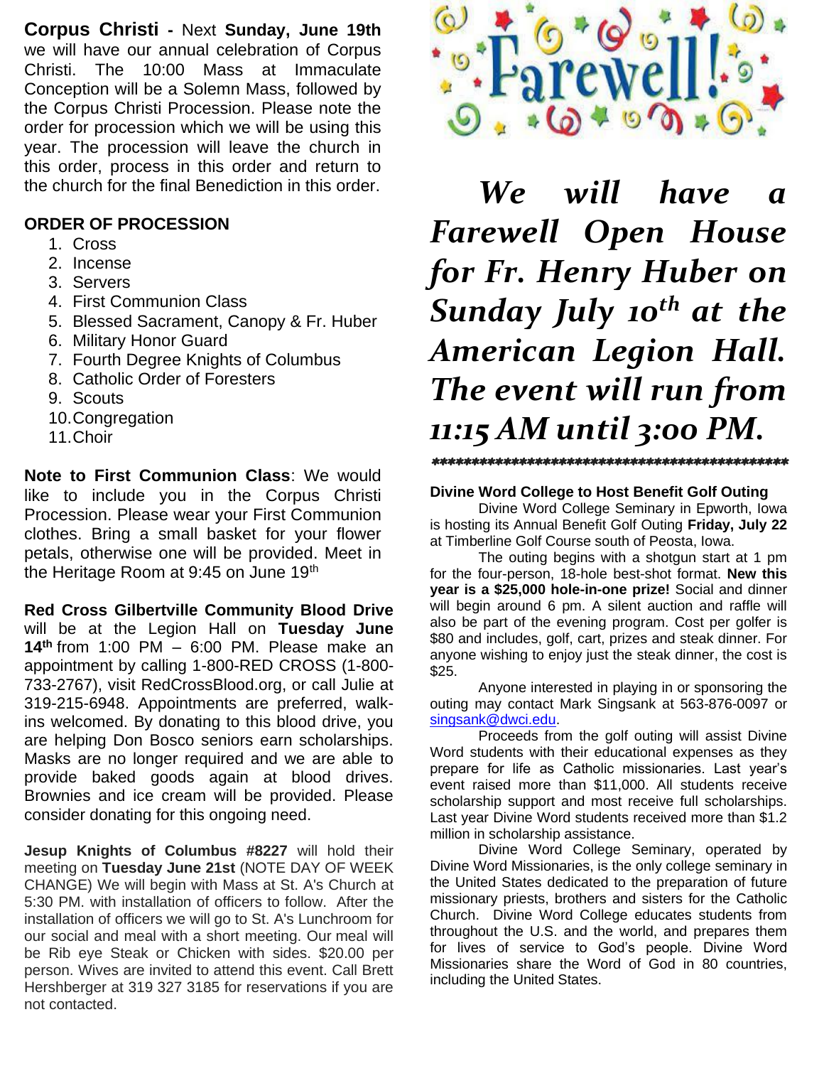**Corpus Christi -** Next **Sunday, June 19th** we will have our annual celebration of Corpus Christi. The 10:00 Mass at Immaculate Conception will be a Solemn Mass, followed by the Corpus Christi Procession. Please note the order for procession which we will be using this year. The procession will leave the church in this order, process in this order and return to the church for the final Benediction in this order.

**ORDER OF PROCESSION**

1. Cross
2. Incense
3. Servers
4. First Communion Class
5. Blessed Sacrament, Canopy & Fr. Huber
6. Military Honor Guard
7. Fourth Degree Knights of Columbus
8. Catholic Order of Foresters
9. Scouts
10. Congregation
11. Choir

**Note to First Communion Class**: We would like to include you in the Corpus Christi Procession. Please wear your First Communion clothes. Bring a small basket for your flower petals, otherwise one will be provided. Meet in the Heritage Room at 9:45 on June 19th

**Red Cross Gilbertville Community Blood Drive** will be at the Legion Hall on **Tuesday June 14th** from 1:00 PM – 6:00 PM. Please make an appointment by calling 1-800-RED CROSS (1-800-733-2767), visit RedCrossBlood.org, or call Julie at 319-215-6948. Appointments are preferred, walk-ins welcomed. By donating to this blood drive, you are helping Don Bosco seniors earn scholarships. Masks are no longer required and we are able to provide baked goods again at blood drives. Brownies and ice cream will be provided. Please consider donating for this ongoing need.

**Jesup Knights of Columbus #8227** will hold their meeting on **Tuesday June 21st** (NOTE DAY OF WEEK CHANGE) We will begin with Mass at St. A's Church at 5:30 PM. with installation of officers to follow. After the installation of officers we will go to St. A's Lunchroom for our social and meal with a short meeting. Our meal will be Rib eye Steak or Chicken with sides. $20.00 per person. Wives are invited to attend this event. Call Brett Hershberger at 319 327 3185 for reservations if you are not contacted.

Farewell!

***We will have a Farewell Open House for Fr. Henry Huber on Sunday July 10th at the American Legion Hall. The event will run from 11:15 AM until 3:00 PM.***

*************************************************

**Divine Word College to Host Benefit Golf Outing**

Divine Word College Seminary in Epworth, Iowa is hosting its Annual Benefit Golf Outing **Friday, July 22** at Timberline Golf Course south of Peosta, Iowa.

The outing begins with a shotgun start at 1 pm for the four-person, 18-hole best-shot format. **New this year is a $25,000 hole-in-one prize!** Social and dinner will begin around 6 pm. A silent auction and raffle will also be part of the evening program. Cost per golfer is $80 and includes, golf, cart, prizes and steak dinner. For anyone wishing to enjoy just the steak dinner, the cost is $25.

Anyone interested in playing in or sponsoring the outing may contact Mark Singsank at 563-876-0097 or singsank@dwci.edu.

Proceeds from the golf outing will assist Divine Word students with their educational expenses as they prepare for life as Catholic missionaries. Last year's event raised more than $11,000. All students receive scholarship support and most receive full scholarships. Last year Divine Word students received more than $1.2 million in scholarship assistance.

Divine Word College Seminary, operated by Divine Word Missionaries, is the only college seminary in the United States dedicated to the preparation of future missionary priests, brothers and sisters for the Catholic Church. Divine Word College educates students from throughout the U.S. and the world, and prepares them for lives of service to God's people. Divine Word Missionaries share the Word of God in 80 countries, including the United States.